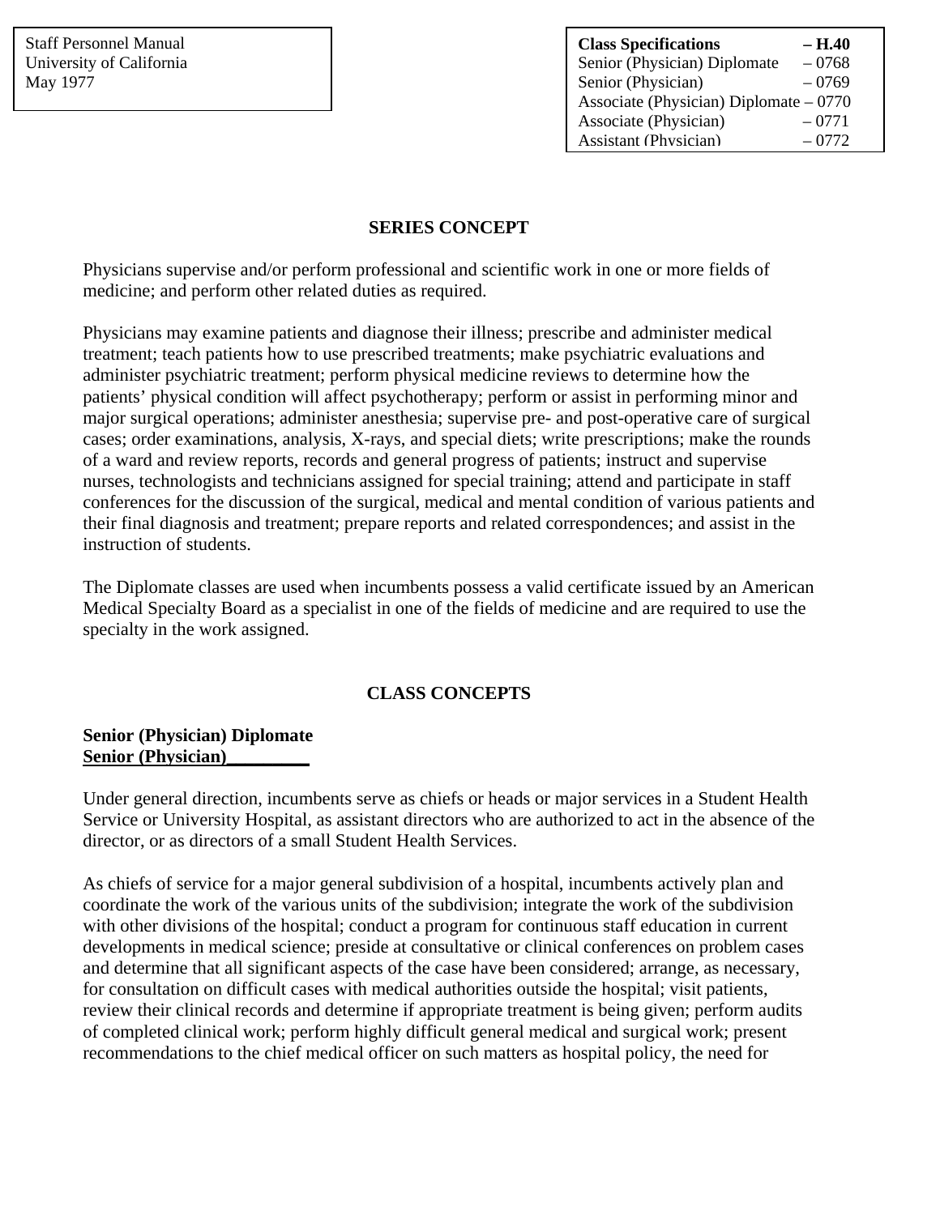Staff Personnel Manual
University of California
May 1977

| Class Specifications | – H.40 |
|---|---|
| Senior (Physician) Diplomate | – 0768 |
| Senior (Physician) | – 0769 |
| Associate (Physician) Diplomate | – 0770 |
| Associate (Physician) | – 0771 |
| Assistant (Physician) | – 0772 |

## SERIES CONCEPT

Physicians supervise and/or perform professional and scientific work in one or more fields of medicine; and perform other related duties as required.

Physicians may examine patients and diagnose their illness; prescribe and administer medical treatment; teach patients how to use prescribed treatments; make psychiatric evaluations and administer psychiatric treatment; perform physical medicine reviews to determine how the patients' physical condition will affect psychotherapy; perform or assist in performing minor and major surgical operations; administer anesthesia; supervise pre- and post-operative care of surgical cases; order examinations, analysis, X-rays, and special diets; write prescriptions; make the rounds of a ward and review reports, records and general progress of patients; instruct and supervise nurses, technologists and technicians assigned for special training; attend and participate in staff conferences for the discussion of the surgical, medical and mental condition of various patients and their final diagnosis and treatment; prepare reports and related correspondences; and assist in the instruction of students.

The Diplomate classes are used when incumbents possess a valid certificate issued by an American Medical Specialty Board as a specialist in one of the fields of medicine and are required to use the specialty in the work assigned.

## CLASS CONCEPTS

### Senior (Physician) Diplomate
### Senior (Physician)

Under general direction, incumbents serve as chiefs or heads or major services in a Student Health Service or University Hospital, as assistant directors who are authorized to act in the absence of the director, or as directors of a small Student Health Services.

As chiefs of service for a major general subdivision of a hospital, incumbents actively plan and coordinate the work of the various units of the subdivision; integrate the work of the subdivision with other divisions of the hospital; conduct a program for continuous staff education in current developments in medical science; preside at consultative or clinical conferences on problem cases and determine that all significant aspects of the case have been considered; arrange, as necessary, for consultation on difficult cases with medical authorities outside the hospital; visit patients, review their clinical records and determine if appropriate treatment is being given; perform audits of completed clinical work; perform highly difficult general medical and surgical work; present recommendations to the chief medical officer on such matters as hospital policy, the need for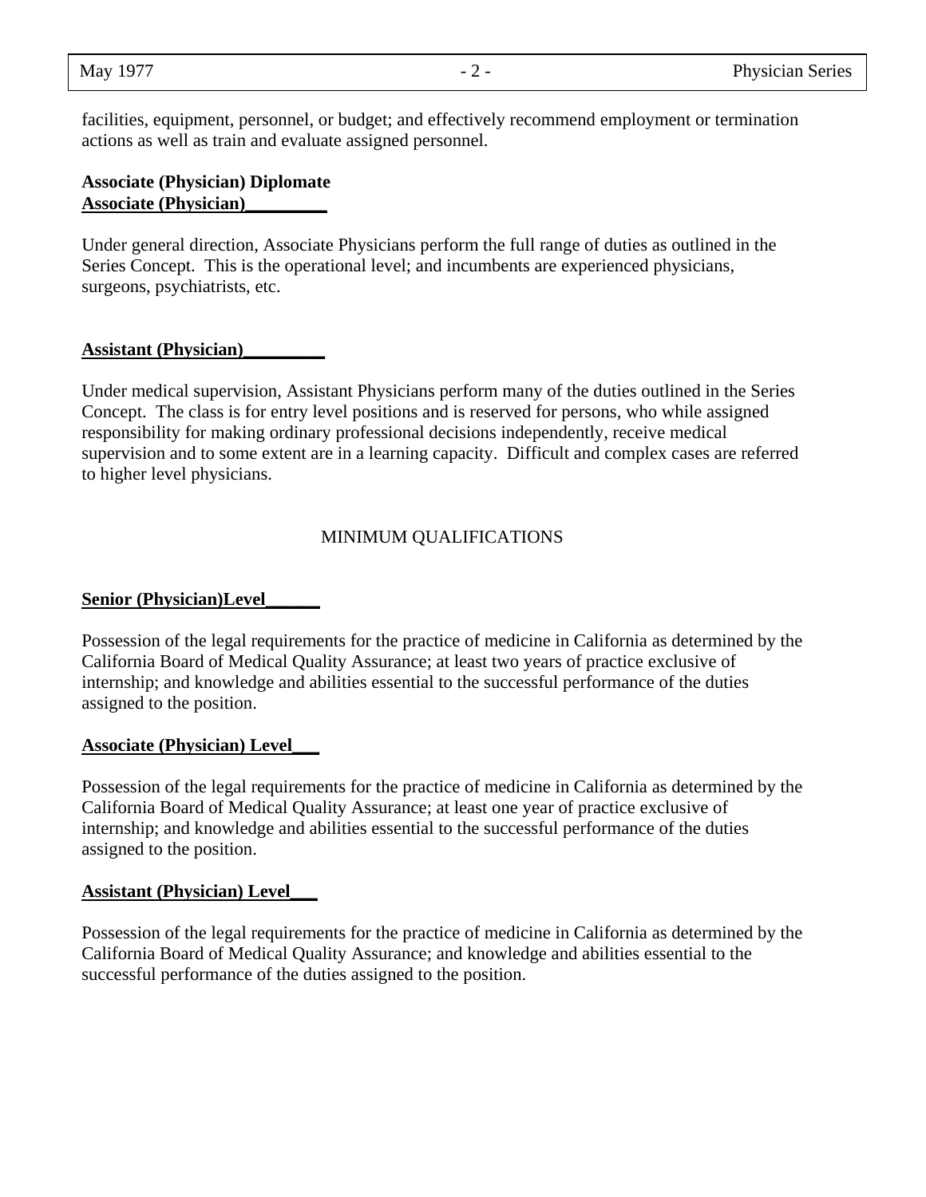facilities, equipment, personnel, or budget; and effectively recommend employment or termination actions as well as train and evaluate assigned personnel.

**Associate (Physician) Diplomate**
**Associate (Physician)**

Under general direction, Associate Physicians perform the full range of duties as outlined in the Series Concept. This is the operational level; and incumbents are experienced physicians, surgeons, psychiatrists, etc.

**Assistant (Physician)**

Under medical supervision, Assistant Physicians perform many of the duties outlined in the Series Concept. The class is for entry level positions and is reserved for persons, who while assigned responsibility for making ordinary professional decisions independently, receive medical supervision and to some extent are in a learning capacity. Difficult and complex cases are referred to higher level physicians.

## MINIMUM QUALIFICATIONS

**Senior (Physician)Level**

Possession of the legal requirements for the practice of medicine in California as determined by the California Board of Medical Quality Assurance; at least two years of practice exclusive of internship; and knowledge and abilities essential to the successful performance of the duties assigned to the position.

**Associate (Physician) Level**

Possession of the legal requirements for the practice of medicine in California as determined by the California Board of Medical Quality Assurance; at least one year of practice exclusive of internship; and knowledge and abilities essential to the successful performance of the duties assigned to the position.

**Assistant (Physician) Level**

Possession of the legal requirements for the practice of medicine in California as determined by the California Board of Medical Quality Assurance; and knowledge and abilities essential to the successful performance of the duties assigned to the position.